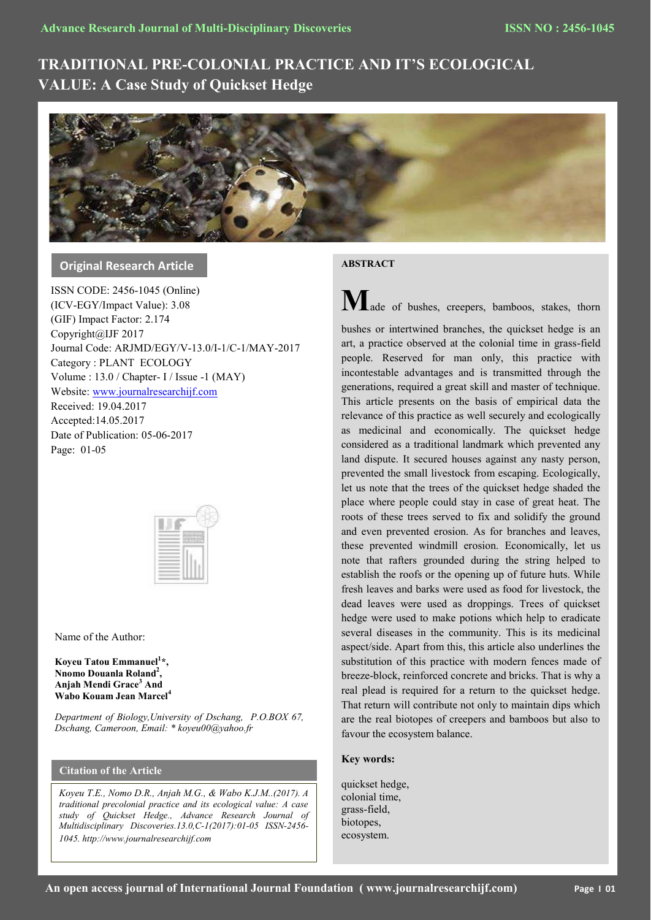# TRADITIONAL PRE-COLONIAL PRACTICE AND IT'S ECOLOGICAL VALUE: A Case Study of Quickset Hedge

## Original Research Article

ISSN CODE: 2456-1045 (Online)
(ICV-EGY/Impact Value): 3.08
(GIF) Impact Factor: 2.174
Copyright@IJF 2017
Journal Code: ARJMD/EGY/V-13.0/I-1/C-1/MAY-2017
Category : PLANT ECOLOGY
Volume : 13.0 / Chapter- I / Issue -1 (MAY)
Website: [www.journalresearchijf.com](http://www.journalresearchijf.com)
Received: 19.04.2017
Accepted:14.05.2017
Date of Publication: 05-06-2017
Page: 01-05

Name of the Author:

**Koyeu Tatou Emmanuel[1]*, Nnomo Douanla Roland[2], Anjah Mendi Grace[3] And Wabo Kouam Jean Marcel[4]**

*Department of Biology,University of Dschang, P.O.BOX 67, Dschang, Cameroon, Email: * koyeu00@yahoo.fr*

### Citation of the Article

*Koyeu T.E., Nomo D.R., Anjah M.G., & Wabo K.J.M..(2017). A traditional precolonial practice and its ecological value: A case study of Quickset Hedge., Advance Research Journal of Multidisciplinary Discoveries.13.0,C-1(2017):01-05 ISSN-2456-1045. http://www.journalresearchijf.com*

### ABSTRACT

Made of bushes, creepers, bamboos, stakes, thorn bushes or intertwined branches, the quickset hedge is an art, a practice observed at the colonial time in grass-field people. Reserved for man only, this practice with incontestable advantages and is transmitted through the generations, required a great skill and master of technique. This article presents on the basis of empirical data the relevance of this practice as well securely and ecologically as medicinal and economically. The quickset hedge considered as a traditional landmark which prevented any land dispute. It secured houses against any nasty person, prevented the small livestock from escaping. Ecologically, let us note that the trees of the quickset hedge shaded the place where people could stay in case of great heat. The roots of these trees served to fix and solidify the ground and even prevented erosion. As for branches and leaves, these prevented windmill erosion. Economically, let us note that rafters grounded during the string helped to establish the roofs or the opening up of future huts. While fresh leaves and barks were used as food for livestock, the dead leaves were used as droppings. Trees of quickset hedge were used to make potions which help to eradicate several diseases in the community. This is its medicinal aspect/side. Apart from this, this article also underlines the substitution of this practice with modern fences made of breeze-block, reinforced concrete and bricks. That is why a real plead is required for a return to the quickset hedge. That return will contribute not only to maintain dips which are the real biotopes of creepers and bamboos but also to favour the ecosystem balance.

**Key words:**

quickset hedge,
colonial time,
grass-field,
biotopes,
ecosystem.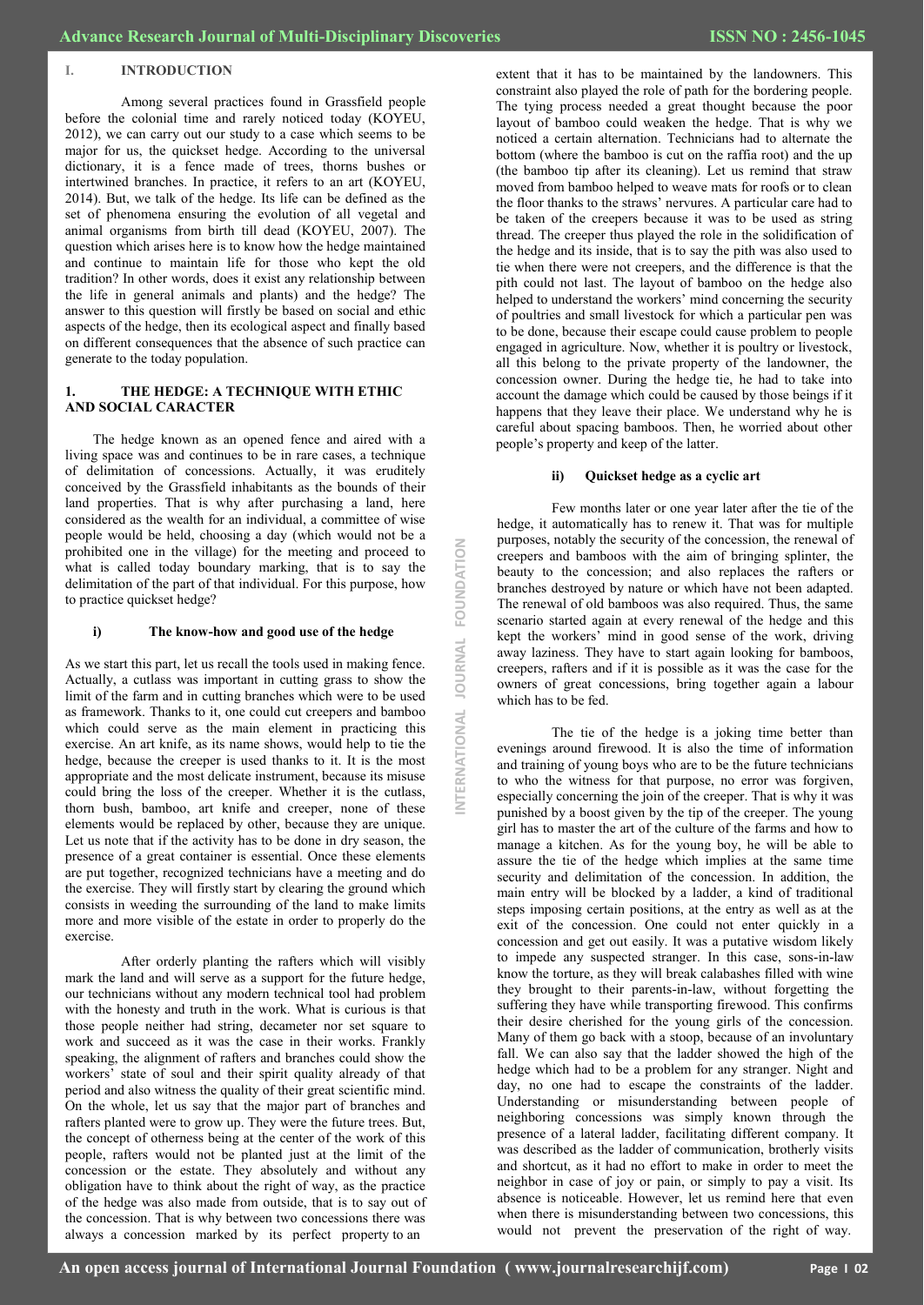## I. INTRODUCTION

Among several practices found in Grassfield people before the colonial time and rarely noticed today (KOYEU, 2012), we can carry out our study to a case which seems to be major for us, the quickset hedge. According to the universal dictionary, it is a fence made of trees, thorns bushes or intertwined branches. In practice, it refers to an art (KOYEU, 2014). But, we talk of the hedge. Its life can be defined as the set of phenomena ensuring the evolution of all vegetal and animal organisms from birth till dead (KOYEU, 2007). The question which arises here is to know how the hedge maintained and continue to maintain life for those who kept the old tradition? In other words, does it exist any relationship between the life in general animals and plants) and the hedge? The answer to this question will firstly be based on social and ethic aspects of the hedge, then its ecological aspect and finally based on different consequences that the absence of such practice can generate to the today population.

## 1. THE HEDGE: A TECHNIQUE WITH ETHIC AND SOCIAL CARACTER

The hedge known as an opened fence and aired with a living space was and continues to be in rare cases, a technique of delimitation of concessions. Actually, it was eruditely conceived by the Grassfield inhabitants as the bounds of their land properties. That is why after purchasing a land, here considered as the wealth for an individual, a committee of wise people would be held, choosing a day (which would not be a prohibited one in the village) for the meeting and proceed to what is called today boundary marking, that is to say the delimitation of the part of that individual. For this purpose, how to practice quickset hedge?

### i) The know-how and good use of the hedge

As we start this part, let us recall the tools used in making fence. Actually, a cutlass was important in cutting grass to show the limit of the farm and in cutting branches which were to be used as framework. Thanks to it, one could cut creepers and bamboo which could serve as the main element in practicing this exercise. An art knife, as its name shows, would help to tie the hedge, because the creeper is used thanks to it. It is the most appropriate and the most delicate instrument, because its misuse could bring the loss of the creeper. Whether it is the cutlass, thorn bush, bamboo, art knife and creeper, none of these elements would be replaced by other, because they are unique. Let us note that if the activity has to be done in dry season, the presence of a great container is essential. Once these elements are put together, recognized technicians have a meeting and do the exercise. They will firstly start by clearing the ground which consists in weeding the surrounding of the land to make limits more and more visible of the estate in order to properly do the exercise.

After orderly planting the rafters which will visibly mark the land and will serve as a support for the future hedge, our technicians without any modern technical tool had problem with the honesty and truth in the work. What is curious is that those people neither had string, decameter nor set square to work and succeed as it was the case in their works. Frankly speaking, the alignment of rafters and branches could show the workers' state of soul and their spirit quality already of that period and also witness the quality of their great scientific mind. On the whole, let us say that the major part of branches and rafters planted were to grow up. They were the future trees. But, the concept of otherness being at the center of the work of this people, rafters would not be planted just at the limit of the concession or the estate. They absolutely and without any obligation have to think about the right of way, as the practice of the hedge was also made from outside, that is to say out of the concession. That is why between two concessions there was always a concession marked by its perfect property to an extent that it has to be maintained by the landowners. This constraint also played the role of path for the bordering people. The tying process needed a great thought because the poor layout of bamboo could weaken the hedge. That is why we noticed a certain alternation. Technicians had to alternate the bottom (where the bamboo is cut on the raffia root) and the up (the bamboo tip after its cleaning). Let us remind that straw moved from bamboo helped to weave mats for roofs or to clean the floor thanks to the straws' nervures. A particular care had to be taken of the creepers because it was to be used as string thread. The creeper thus played the role in the solidification of the hedge and its inside, that is to say the pith was also used to tie when there were not creepers, and the difference is that the pith could not last. The layout of bamboo on the hedge also helped to understand the workers' mind concerning the security of poultries and small livestock for which a particular pen was to be done, because their escape could cause problem to people engaged in agriculture. Now, whether it is poultry or livestock, all this belong to the private property of the landowner, the concession owner. During the hedge tie, he had to take into account the damage which could be caused by those beings if it happens that they leave their place. We understand why he is careful about spacing bamboos. Then, he worried about other people's property and keep of the latter.

### ii) Quickset hedge as a cyclic art

Few months later or one year later after the tie of the hedge, it automatically has to renew it. That was for multiple purposes, notably the security of the concession, the renewal of creepers and bamboos with the aim of bringing splinter, the beauty to the concession; and also replaces the rafters or branches destroyed by nature or which have not been adapted. The renewal of old bamboos was also required. Thus, the same scenario started again at every renewal of the hedge and this kept the workers' mind in good sense of the work, driving away laziness. They have to start again looking for bamboos, creepers, rafters and if it is possible as it was the case for the owners of great concessions, bring together again a labour which has to be fed.

The tie of the hedge is a joking time better than evenings around firewood. It is also the time of information and training of young boys who are to be the future technicians to who the witness for that purpose, no error was forgiven, especially concerning the join of the creeper. That is why it was punished by a boost given by the tip of the creeper. The young girl has to master the art of the culture of the farms and how to manage a kitchen. As for the young boy, he will be able to assure the tie of the hedge which implies at the same time security and delimitation of the concession. In addition, the main entry will be blocked by a ladder, a kind of traditional steps imposing certain positions, at the entry as well as at the exit of the concession. One could not enter quickly in a concession and get out easily. It was a putative wisdom likely to impede any suspected stranger. In this case, sons-in-law know the torture, as they will break calabashes filled with wine they brought to their parents-in-law, without forgetting the suffering they have while transporting firewood. This confirms their desire cherished for the young girls of the concession. Many of them go back with a stoop, because of an involuntary fall. We can also say that the ladder showed the high of the hedge which had to be a problem for any stranger. Night and day, no one had to escape the constraints of the ladder. Understanding or misunderstanding between people of neighboring concessions was simply known through the presence of a lateral ladder, facilitating different company. It was described as the ladder of communication, brotherly visits and shortcut, as it had no effort to make in order to meet the neighbor in case of joy or pain, or simply to pay a visit. Its absence is noticeable. However, let us remind here that even when there is misunderstanding between two concessions, this would not prevent the preservation of the right of way.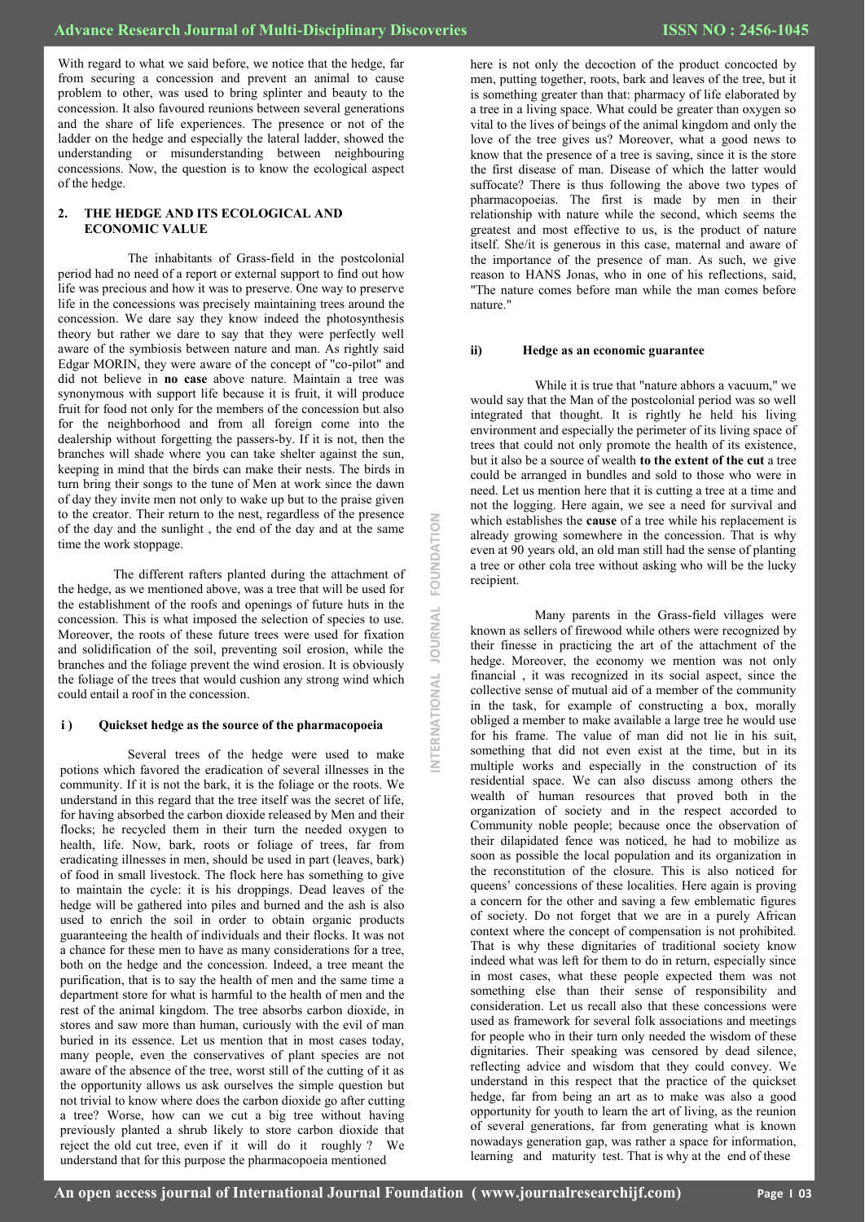With regard to what we said before, we notice that the hedge, far from securing a concession and prevent an animal to cause problem to other, was used to bring splinter and beauty to the concession. It also favoured reunions between several generations and the share of life experiences. The presence or not of the ladder on the hedge and especially the lateral ladder, showed the understanding or misunderstanding between neighbouring concessions. Now, the question is to know the ecological aspect of the hedge.

## 2. THE HEDGE AND ITS ECOLOGICAL AND ECONOMIC VALUE

The inhabitants of Grass-field in the postcolonial period had no need of a report or external support to find out how life was precious and how it was to preserve. One way to preserve life in the concessions was precisely maintaining trees around the concession. We dare say they know indeed the photosynthesis theory but rather we dare to say that they were perfectly well aware of the symbiosis between nature and man. As rightly said Edgar MORIN, they were aware of the concept of "co-pilot" and did not believe in **no case** above nature. Maintain a tree was synonymous with support life because it is fruit, it will produce fruit for food not only for the members of the concession but also for the neighborhood and from all foreign come into the dealership without forgetting the passers-by. If it is not, then the branches will shade where you can take shelter against the sun, keeping in mind that the birds can make their nests. The birds in turn bring their songs to the tune of Men at work since the dawn of day they invite men not only to wake up but to the praise given to the creator. Their return to the nest, regardless of the presence of the day and the sunlight , the end of the day and at the same time the work stoppage.

The different rafters planted during the attachment of the hedge, as we mentioned above, was a tree that will be used for the establishment of the roofs and openings of future huts in the concession. This is what imposed the selection of species to use. Moreover, the roots of these future trees were used for fixation and solidification of the soil, preventing soil erosion, while the branches and the foliage prevent the wind erosion. It is obviously the foliage of the trees that would cushion any strong wind which could entail a roof in the concession.

### i ) Quickset hedge as the source of the pharmacopoeia

Several trees of the hedge were used to make potions which favored the eradication of several illnesses in the community. If it is not the bark, it is the foliage or the roots. We understand in this regard that the tree itself was the secret of life, for having absorbed the carbon dioxide released by Men and their flocks; he recycled them in their turn the needed oxygen to health, life. Now, bark, roots or foliage of trees, far from eradicating illnesses in men, should be used in part (leaves, bark) of food in small livestock. The flock here has something to give to maintain the cycle: it is his droppings. Dead leaves of the hedge will be gathered into piles and burned and the ash is also used to enrich the soil in order to obtain organic products guaranteeing the health of individuals and their flocks. It was not a chance for these men to have as many considerations for a tree, both on the hedge and the concession. Indeed, a tree meant the purification, that is to say the health of men and the same time a department store for what is harmful to the health of men and the rest of the animal kingdom. The tree absorbs carbon dioxide, in stores and saw more than human, curiously with the evil of man buried in its essence. Let us mention that in most cases today, many people, even the conservatives of plant species are not aware of the absence of the tree, worst still of the cutting of it as the opportunity allows us ask ourselves the simple question but not trivial to know where does the carbon dioxide go after cutting a tree? Worse, how can we cut a big tree without having previously planted a shrub likely to store carbon dioxide that reject the old cut tree, even if it will do it roughly ? We understand that for this purpose the pharmacopoeia mentioned here is not only the decoction of the product concocted by men, putting together, roots, bark and leaves of the tree, but it is something greater than that: pharmacy of life elaborated by a tree in a living space. What could be greater than oxygen so vital to the lives of beings of the animal kingdom and only the love of the tree gives us? Moreover, what a good news to know that the presence of a tree is saving, since it is the store the first disease of man. Disease of which the latter would suffocate? There is thus following the above two types of pharmacopoeias. The first is made by men in their relationship with nature while the second, which seems the greatest and most effective to us, is the product of nature itself. She/it is generous in this case, maternal and aware of the importance of the presence of man. As such, we give reason to HANS Jonas, who in one of his reflections, said, "The nature comes before man while the man comes before nature."

### ii) Hedge as an economic guarantee

While it is true that "nature abhors a vacuum," we would say that the Man of the postcolonial period was so well integrated that thought. It is rightly he held his living environment and especially the perimeter of its living space of trees that could not only promote the health of its existence, but it also be a source of wealth **to the extent of the cut** a tree could be arranged in bundles and sold to those who were in need. Let us mention here that it is cutting a tree at a time and not the logging. Here again, we see a need for survival and which establishes the **cause** of a tree while his replacement is already growing somewhere in the concession. That is why even at 90 years old, an old man still had the sense of planting a tree or other cola tree without asking who will be the lucky recipient.

Many parents in the Grass-field villages were known as sellers of firewood while others were recognized by their finesse in practicing the art of the attachment of the hedge. Moreover, the economy we mention was not only financial , it was recognized in its social aspect, since the collective sense of mutual aid of a member of the community in the task, for example of constructing a box, morally obliged a member to make available a large tree he would use for his frame. The value of man did not lie in his suit, something that did not even exist at the time, but in its multiple works and especially in the construction of its residential space. We can also discuss among others the wealth of human resources that proved both in the organization of society and in the respect accorded to Community noble people; because once the observation of their dilapidated fence was noticed, he had to mobilize as soon as possible the local population and its organization in the reconstitution of the closure. This is also noticed for queens' concessions of these localities. Here again is proving a concern for the other and saving a few emblematic figures of society. Do not forget that we are in a purely African context where the concept of compensation is not prohibited. That is why these dignitaries of traditional society know indeed what was left for them to do in return, especially since in most cases, what these people expected them was not something else than their sense of responsibility and consideration. Let us recall also that these concessions were used as framework for several folk associations and meetings for people who in their turn only needed the wisdom of these dignitaries. Their speaking was censored by dead silence, reflecting advice and wisdom that they could convey. We understand in this respect that the practice of the quickset hedge, far from being an art as to make was also a good opportunity for youth to learn the art of living, as the reunion of several generations, far from generating what is known nowadays generation gap, was rather a space for information, learning and maturity test. That is why at the end of these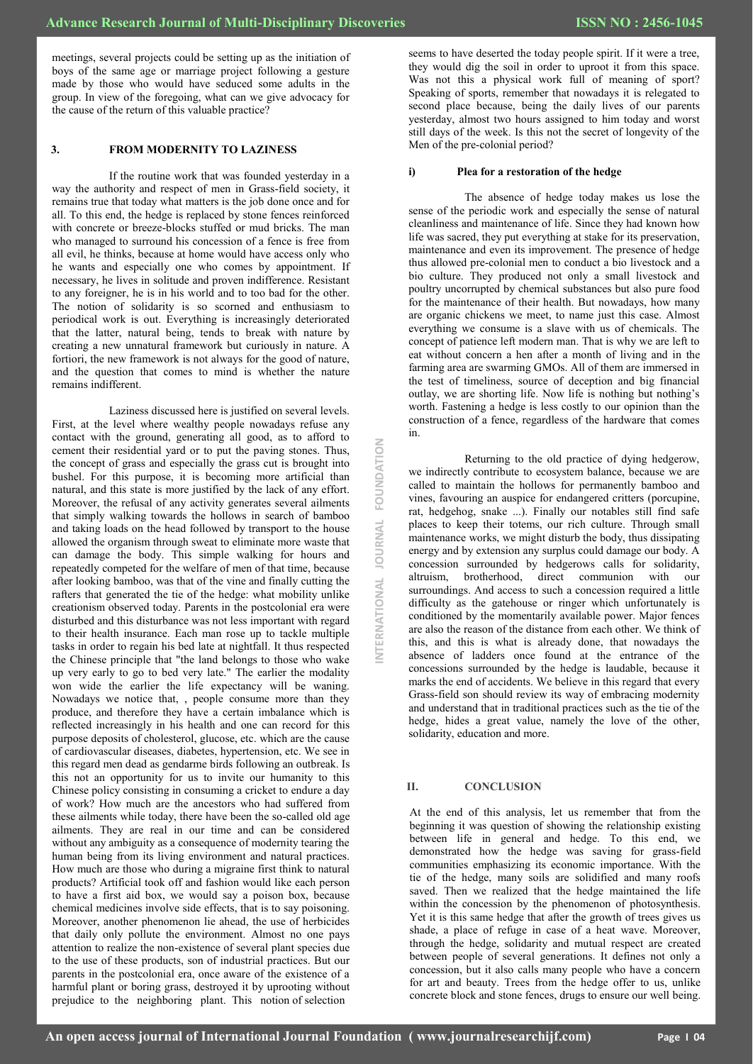meetings, several projects could be setting up as the initiation of boys of the same age or marriage project following a gesture made by those who would have seduced some adults in the group. In view of the foregoing, what can we give advocacy for the cause of the return of this valuable practice?

### 3. FROM MODERNITY TO LAZINESS

If the routine work that was founded yesterday in a way the authority and respect of men in Grass-field society, it remains true that today what matters is the job done once and for all. To this end, the hedge is replaced by stone fences reinforced with concrete or breeze-blocks stuffed or mud bricks. The man who managed to surround his concession of a fence is free from all evil, he thinks, because at home would have access only who he wants and especially one who comes by appointment. If necessary, he lives in solitude and proven indifference. Resistant to any foreigner, he is in his world and to too bad for the other. The notion of solidarity is so scorned and enthusiasm to periodical work is out. Everything is increasingly deteriorated that the latter, natural being, tends to break with nature by creating a new unnatural framework but curiously in nature. A fortiori, the new framework is not always for the good of nature, and the question that comes to mind is whether the nature remains indifferent.

Laziness discussed here is justified on several levels. First, at the level where wealthy people nowadays refuse any contact with the ground, generating all good, as to afford to cement their residential yard or to put the paving stones. Thus, the concept of grass and especially the grass cut is brought into bushel. For this purpose, it is becoming more artificial than natural, and this state is more justified by the lack of any effort. Moreover, the refusal of any activity generates several ailments that simply walking towards the hollows in search of bamboo and taking loads on the head followed by transport to the house allowed the organism through sweat to eliminate more waste that can damage the body. This simple walking for hours and repeatedly competed for the welfare of men of that time, because after looking bamboo, was that of the vine and finally cutting the rafters that generated the tie of the hedge: what mobility unlike creationism observed today. Parents in the postcolonial era were disturbed and this disturbance was not less important with regard to their health insurance. Each man rose up to tackle multiple tasks in order to regain his bed late at nightfall. It thus respected the Chinese principle that "the land belongs to those who wake up very early to go to bed very late." The earlier the modality won wide the earlier the life expectancy will be waning. Nowadays we notice that, , people consume more than they produce, and therefore they have a certain imbalance which is reflected increasingly in his health and one can record for this purpose deposits of cholesterol, glucose, etc. which are the cause of cardiovascular diseases, diabetes, hypertension, etc. We see in this regard men dead as gendarme birds following an outbreak. Is this not an opportunity for us to invite our humanity to this Chinese policy consisting in consuming a cricket to endure a day of work? How much are the ancestors who had suffered from these ailments while today, there have been the so-called old age ailments. They are real in our time and can be considered without any ambiguity as a consequence of modernity tearing the human being from its living environment and natural practices. How much are those who during a migraine first think to natural products? Artificial took off and fashion would like each person to have a first aid box, we would say a poison box, because chemical medicines involve side effects, that is to say poisoning. Moreover, another phenomenon lie ahead, the use of herbicides that daily only pollute the environment. Almost no one pays attention to realize the non-existence of several plant species due to the use of these products, son of industrial practices. But our parents in the postcolonial era, once aware of the existence of a harmful plant or boring grass, destroyed it by uprooting without prejudice to the neighboring plant. This notion of selection seems to have deserted the today people spirit. If it were a tree, they would dig the soil in order to uproot it from this space. Was not this a physical work full of meaning of sport? Speaking of sports, remember that nowadays it is relegated to second place because, being the daily lives of our parents yesterday, almost two hours assigned to him today and worst still days of the week. Is this not the secret of longevity of the Men of the pre-colonial period?

#### i) Plea for a restoration of the hedge

The absence of hedge today makes us lose the sense of the periodic work and especially the sense of natural cleanliness and maintenance of life. Since they had known how life was sacred, they put everything at stake for its preservation, maintenance and even its improvement. The presence of hedge thus allowed pre-colonial men to conduct a bio livestock and a bio culture. They produced not only a small livestock and poultry uncorrupted by chemical substances but also pure food for the maintenance of their health. But nowadays, how many are organic chickens we meet, to name just this case. Almost everything we consume is a slave with us of chemicals. The concept of patience left modern man. That is why we are left to eat without concern a hen after a month of living and in the farming area are swarming GMOs. All of them are immersed in the test of timeliness, source of deception and big financial outlay, we are shorting life. Now life is nothing but nothing's worth. Fastening a hedge is less costly to our opinion than the construction of a fence, regardless of the hardware that comes in.

Returning to the old practice of dying hedgerow, we indirectly contribute to ecosystem balance, because we are called to maintain the hollows for permanently bamboo and vines, favouring an auspice for endangered critters (porcupine, rat, hedgehog, snake ...). Finally our notables still find safe places to keep their totems, our rich culture. Through small maintenance works, we might disturb the body, thus dissipating energy and by extension any surplus could damage our body. A concession surrounded by hedgerows calls for solidarity, altruism, brotherhood, direct communion with our surroundings. And access to such a concession required a little difficulty as the gatehouse or ringer which unfortunately is conditioned by the momentarily available power. Major fences are also the reason of the distance from each other. We think of this, and this is what is already done, that nowadays the absence of ladders once found at the entrance of the concessions surrounded by the hedge is laudable, because it marks the end of accidents. We believe in this regard that every Grass-field son should review its way of embracing modernity and understand that in traditional practices such as the tie of the hedge, hides a great value, namely the love of the other, solidarity, education and more.

## II. CONCLUSION

At the end of this analysis, let us remember that from the beginning it was question of showing the relationship existing between life in general and hedge. To this end, we demonstrated how the hedge was saving for grass-field communities emphasizing its economic importance. With the tie of the hedge, many soils are solidified and many roofs saved. Then we realized that the hedge maintained the life within the concession by the phenomenon of photosynthesis. Yet it is this same hedge that after the growth of trees gives us shade, a place of refuge in case of a heat wave. Moreover, through the hedge, solidarity and mutual respect are created between people of several generations. It defines not only a concession, but it also calls many people who have a concern for art and beauty. Trees from the hedge offer to us, unlike concrete block and stone fences, drugs to ensure our well being.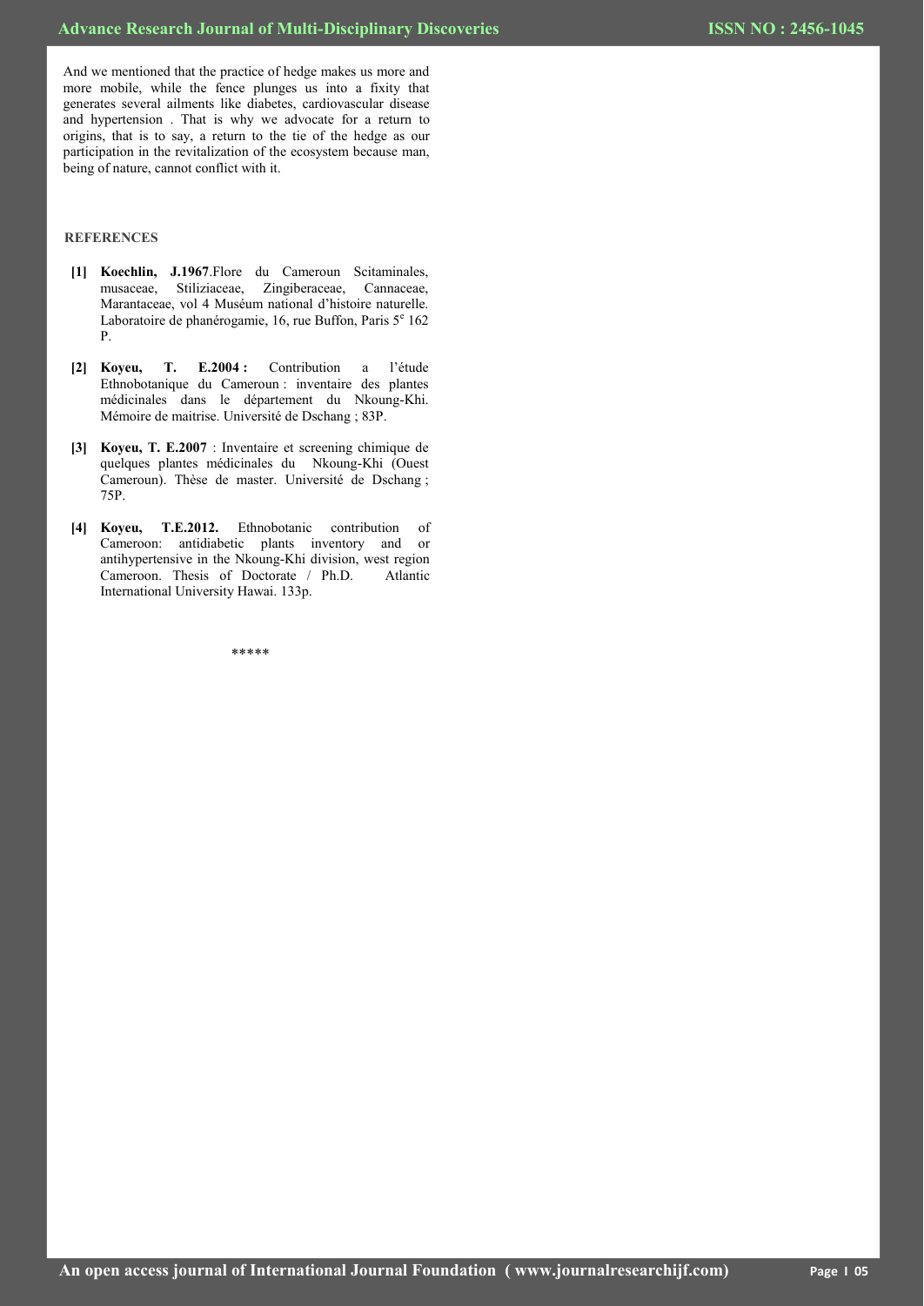And we mentioned that the practice of hedge makes us more and more mobile, while the fence plunges us into a fixity that generates several ailments like diabetes, cardiovascular disease and hypertension . That is why we advocate for a return to origins, that is to say, a return to the tie of the hedge as our participation in the revitalization of the ecosystem because man, being of nature, cannot conflict with it.

## REFERENCES

[1] **Koechlin, J.1967**.Flore du Cameroun Scitaminales, musaceae, Stiliziaceae, Zingiberaceae, Cannaceae, Marantaceae, vol 4 Muséum national d'histoire naturelle. Laboratoire de phanérogamie, 16, rue Buffon, Paris 5e 162 P.

[2] **Koyeu, T. E.2004 :** Contribution a l'étude Ethnobotanique du Cameroun : inventaire des plantes médicinales dans le département du Nkoung-Khi. Mémoire de maitrise. Université de Dschang ; 83P.

[3] **Koyeu, T. E.2007** : Inventaire et screening chimique de quelques plantes médicinales du Nkoung-Khi (Ouest Cameroun). Thèse de master. Université de Dschang ; 75P.

[4] **Koyeu, T.E.2012.** Ethnobotanic contribution of Cameroon: antidiabetic plants inventory and or antihypertensive in the Nkoung-Khi division, west region Cameroon. Thesis of Doctorate / Ph.D. Atlantic International University Hawai. 133p.

*****